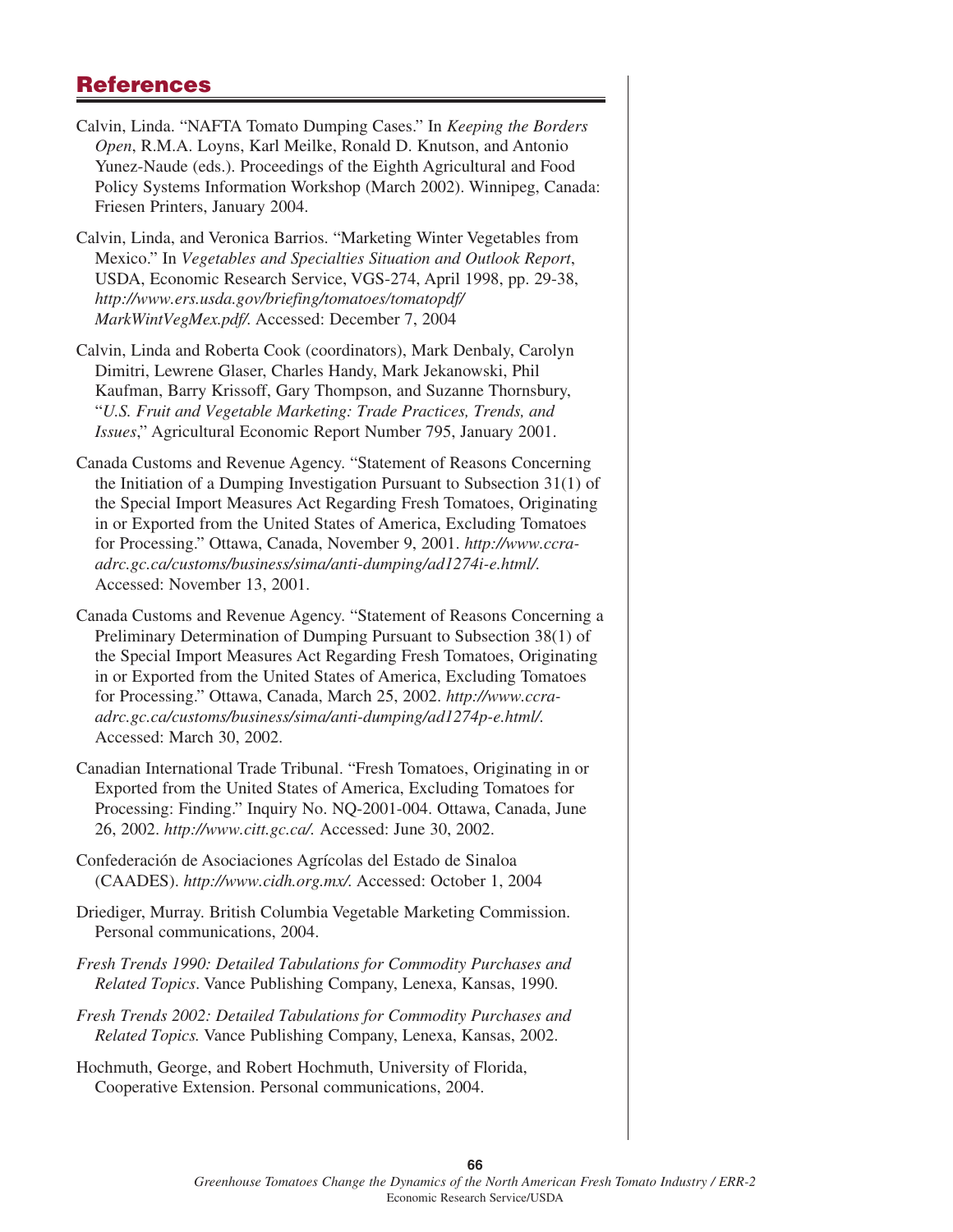# References

Calvin, Linda. "NAFTA Tomato Dumping Cases." In *Keeping the Borders Open*, R.M.A. Loyns, Karl Meilke, Ronald D. Knutson, and Antonio Yunez-Naude (eds.). Proceedings of the Eighth Agricultural and Food Policy Systems Information Workshop (March 2002). Winnipeg, Canada: Friesen Printers, January 2004.

Calvin, Linda, and Veronica Barrios. "Marketing Winter Vegetables from Mexico." In *Vegetables and Specialties Situation and Outlook Report*, USDA, Economic Research Service, VGS-274, April 1998, pp. 29-38, *http://www.ers.usda.gov/briefing/tomatoes/tomatopdf/MarkWintVegMex.pdf/*. Accessed: December 7, 2004

Calvin, Linda and Roberta Cook (coordinators), Mark Denbaly, Carolyn Dimitri, Lewrene Glaser, Charles Handy, Mark Jekanowski, Phil Kaufman, Barry Krissoff, Gary Thompson, and Suzanne Thornsbury, "*U.S. Fruit and Vegetable Marketing: Trade Practices, Trends, and Issues*," Agricultural Economic Report Number 795, January 2001.

Canada Customs and Revenue Agency. "Statement of Reasons Concerning the Initiation of a Dumping Investigation Pursuant to Subsection 31(1) of the Special Import Measures Act Regarding Fresh Tomatoes, Originating in or Exported from the United States of America, Excluding Tomatoes for Processing." Ottawa, Canada, November 9, 2001. *http://www.ccra-adrc.gc.ca/customs/business/sima/anti-dumping/ad1274i-e.html/*. Accessed: November 13, 2001.

Canada Customs and Revenue Agency. "Statement of Reasons Concerning a Preliminary Determination of Dumping Pursuant to Subsection 38(1) of the Special Import Measures Act Regarding Fresh Tomatoes, Originating in or Exported from the United States of America, Excluding Tomatoes for Processing." Ottawa, Canada, March 25, 2002. *http://www.ccra-adrc.gc.ca/customs/business/sima/anti-dumping/ad1274p-e.html/*. Accessed: March 30, 2002.

Canadian International Trade Tribunal. "Fresh Tomatoes, Originating in or Exported from the United States of America, Excluding Tomatoes for Processing: Finding." Inquiry No. NQ-2001-004. Ottawa, Canada, June 26, 2002. *http://www.citt.gc.ca/*. Accessed: June 30, 2002.

Confederación de Asociaciones Agrícolas del Estado de Sinaloa (CAADES). *http://www.cidh.org.mx/*. Accessed: October 1, 2004

Driediger, Murray. British Columbia Vegetable Marketing Commission. Personal communications, 2004.

*Fresh Trends 1990: Detailed Tabulations for Commodity Purchases and Related Topics*. Vance Publishing Company, Lenexa, Kansas, 1990.

*Fresh Trends 2002: Detailed Tabulations for Commodity Purchases and Related Topics.* Vance Publishing Company, Lenexa, Kansas, 2002.

Hochmuth, George, and Robert Hochmuth, University of Florida, Cooperative Extension. Personal communications, 2004.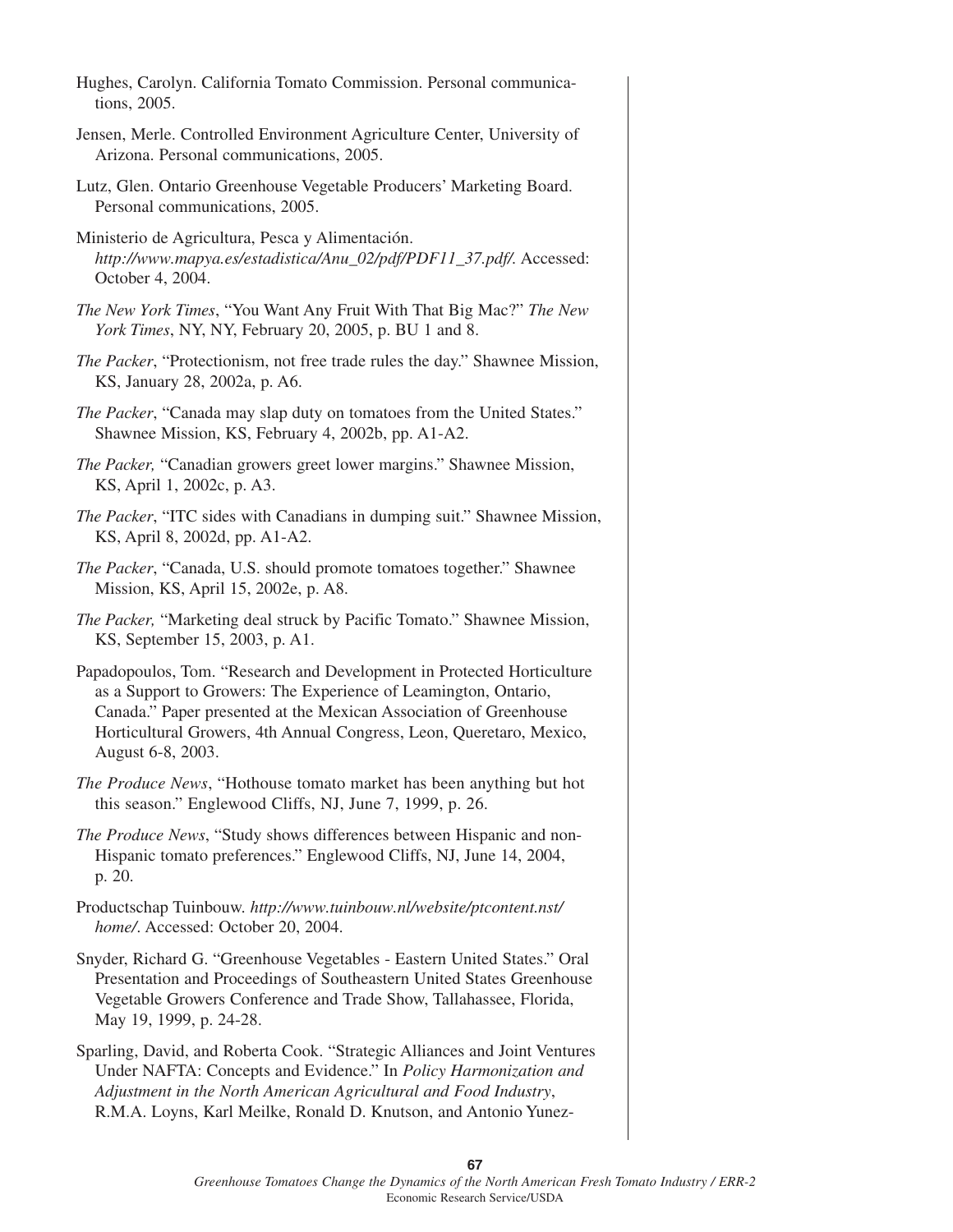Hughes, Carolyn. California Tomato Commission. Personal communications, 2005.

Jensen, Merle. Controlled Environment Agriculture Center, University of Arizona. Personal communications, 2005.

Lutz, Glen. Ontario Greenhouse Vegetable Producers' Marketing Board. Personal communications, 2005.

Ministerio de Agricultura, Pesca y Alimentación. *http://www.mapya.es/estadistica/Anu_02/pdf/PDF11_37.pdf/*. Accessed: October 4, 2004.

*The New York Times*, "You Want Any Fruit With That Big Mac?" *The New York Times*, NY, NY, February 20, 2005, p. BU 1 and 8.

*The Packer*, "Protectionism, not free trade rules the day." Shawnee Mission, KS, January 28, 2002a, p. A6.

*The Packer*, "Canada may slap duty on tomatoes from the United States." Shawnee Mission, KS, February 4, 2002b, pp. A1-A2.

*The Packer,* "Canadian growers greet lower margins." Shawnee Mission, KS, April 1, 2002c, p. A3.

*The Packer*, "ITC sides with Canadians in dumping suit." Shawnee Mission, KS, April 8, 2002d, pp. A1-A2.

*The Packer*, "Canada, U.S. should promote tomatoes together." Shawnee Mission, KS, April 15, 2002e, p. A8.

*The Packer,* "Marketing deal struck by Pacific Tomato." Shawnee Mission, KS, September 15, 2003, p. A1.

Papadopoulos, Tom. "Research and Development in Protected Horticulture as a Support to Growers: The Experience of Leamington, Ontario, Canada." Paper presented at the Mexican Association of Greenhouse Horticultural Growers, 4th Annual Congress, Leon, Queretaro, Mexico, August 6-8, 2003.

*The Produce News*, "Hothouse tomato market has been anything but hot this season." Englewood Cliffs, NJ, June 7, 1999, p. 26.

*The Produce News*, "Study shows differences between Hispanic and non-Hispanic tomato preferences." Englewood Cliffs, NJ, June 14, 2004, p. 20.

Productschap Tuinbouw. *http://www.tuinbouw.nl/website/ptcontent.nst/home/*. Accessed: October 20, 2004.

Snyder, Richard G. "Greenhouse Vegetables - Eastern United States." Oral Presentation and Proceedings of Southeastern United States Greenhouse Vegetable Growers Conference and Trade Show, Tallahassee, Florida, May 19, 1999, p. 24-28.

Sparling, David, and Roberta Cook. "Strategic Alliances and Joint Ventures Under NAFTA: Concepts and Evidence." In *Policy Harmonization and Adjustment in the North American Agricultural and Food Industry*, R.M.A. Loyns, Karl Meilke, Ronald D. Knutson, and Antonio Yunez-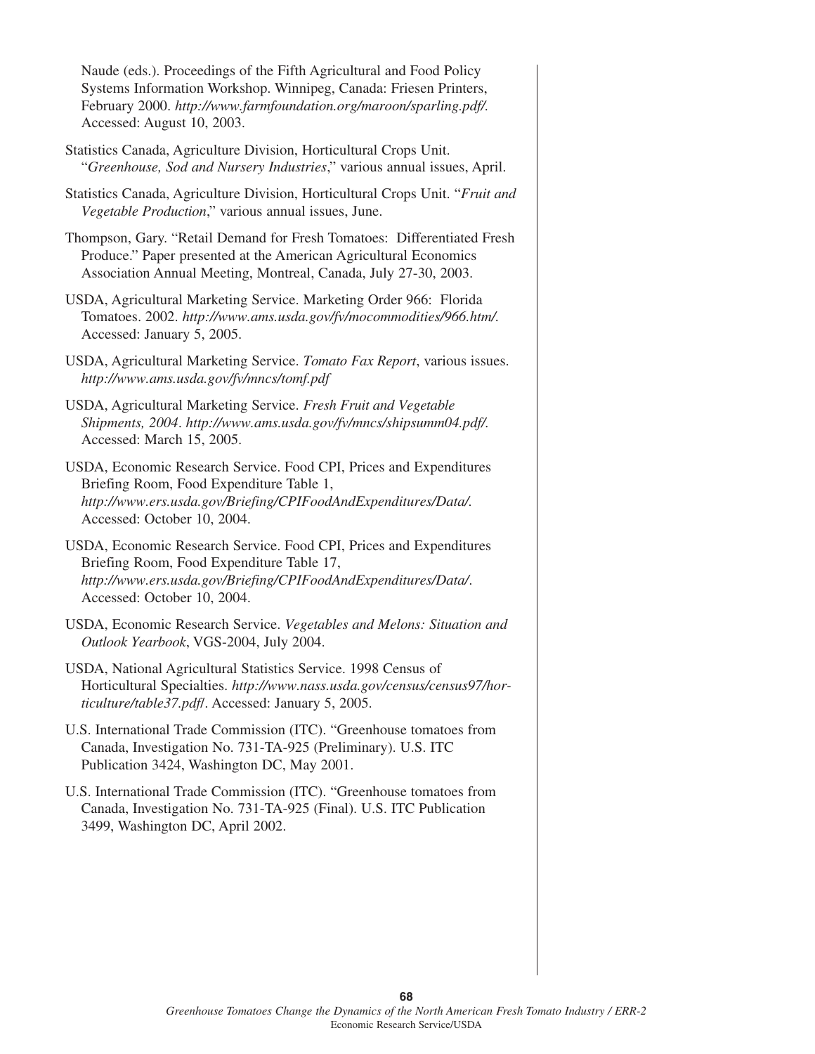Naude (eds.). Proceedings of the Fifth Agricultural and Food Policy Systems Information Workshop. Winnipeg, Canada: Friesen Printers, February 2000. *http://www.farmfoundation.org/maroon/sparling.pdf/.* Accessed: August 10, 2003.

Statistics Canada, Agriculture Division, Horticultural Crops Unit. "*Greenhouse, Sod and Nursery Industries*," various annual issues, April.

Statistics Canada, Agriculture Division, Horticultural Crops Unit. "*Fruit and Vegetable Production*," various annual issues, June.

Thompson, Gary. "Retail Demand for Fresh Tomatoes: Differentiated Fresh Produce." Paper presented at the American Agricultural Economics Association Annual Meeting, Montreal, Canada, July 27-30, 2003.

USDA, Agricultural Marketing Service. Marketing Order 966: Florida Tomatoes. 2002. *http://www.ams.usda.gov/fv/mocommodities/966.htm/.* Accessed: January 5, 2005.

USDA, Agricultural Marketing Service. *Tomato Fax Report*, various issues. *http://www.ams.usda.gov/fv/mncs/tomf.pdf*

USDA, Agricultural Marketing Service. *Fresh Fruit and Vegetable Shipments, 2004*. *http://www.ams.usda.gov/fv/mncs/shipsumm04.pdf/.* Accessed: March 15, 2005.

USDA, Economic Research Service. Food CPI, Prices and Expenditures Briefing Room, Food Expenditure Table 1, *http://www.ers.usda.gov/Briefing/CPIFoodAndExpenditures/Data/.* Accessed: October 10, 2004.

USDA, Economic Research Service. Food CPI, Prices and Expenditures Briefing Room, Food Expenditure Table 17, *http://www.ers.usda.gov/Briefing/CPIFoodAndExpenditures/Data/*. Accessed: October 10, 2004.

USDA, Economic Research Service. *Vegetables and Melons: Situation and Outlook Yearbook*, VGS-2004, July 2004.

USDA, National Agricultural Statistics Service. 1998 Census of Horticultural Specialties. *http://www.nass.usda.gov/census/census97/horticulture/table37.pdf/*. Accessed: January 5, 2005.

U.S. International Trade Commission (ITC). "Greenhouse tomatoes from Canada, Investigation No. 731-TA-925 (Preliminary). U.S. ITC Publication 3424, Washington DC, May 2001.

U.S. International Trade Commission (ITC). "Greenhouse tomatoes from Canada, Investigation No. 731-TA-925 (Final). U.S. ITC Publication 3499, Washington DC, April 2002.